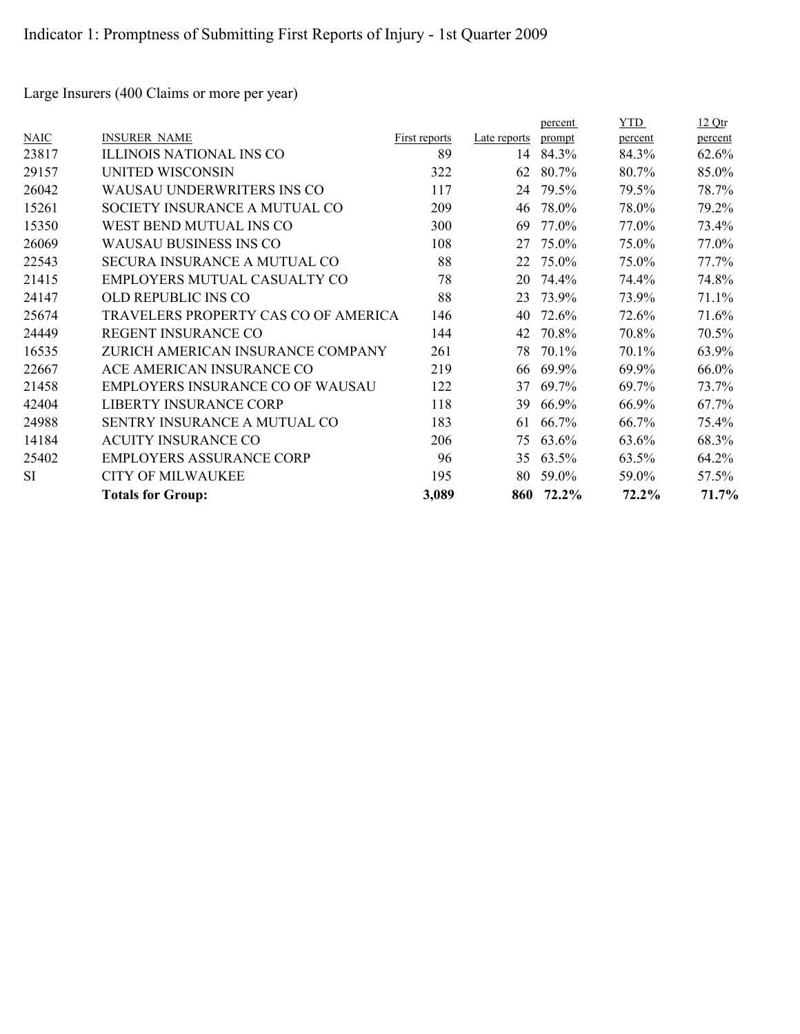# Indicator 1: Promptness of Submitting First Reports of Injury - 1st Quarter 2009

Large Insurers (400 Claims or more per year)

| NAIC | INSURER NAME | First reports | Late reports | percent prompt | YTD percent | 12 Qtr percent |
|---|---|---|---|---|---|---|
| 23817 | ILLINOIS NATIONAL INS CO | 89 | 14 | 84.3% | 84.3% | 62.6% |
| 29157 | UNITED WISCONSIN | 322 | 62 | 80.7% | 80.7% | 85.0% |
| 26042 | WAUSAU UNDERWRITERS INS CO | 117 | 24 | 79.5% | 79.5% | 78.7% |
| 15261 | SOCIETY INSURANCE A MUTUAL CO | 209 | 46 | 78.0% | 78.0% | 79.2% |
| 15350 | WEST BEND MUTUAL INS CO | 300 | 69 | 77.0% | 77.0% | 73.4% |
| 26069 | WAUSAU BUSINESS INS CO | 108 | 27 | 75.0% | 75.0% | 77.0% |
| 22543 | SECURA INSURANCE A MUTUAL CO | 88 | 22 | 75.0% | 75.0% | 77.7% |
| 21415 | EMPLOYERS MUTUAL CASUALTY CO | 78 | 20 | 74.4% | 74.4% | 74.8% |
| 24147 | OLD REPUBLIC INS CO | 88 | 23 | 73.9% | 73.9% | 71.1% |
| 25674 | TRAVELERS PROPERTY CAS CO OF AMERICA | 146 | 40 | 72.6% | 72.6% | 71.6% |
| 24449 | REGENT INSURANCE CO | 144 | 42 | 70.8% | 70.8% | 70.5% |
| 16535 | ZURICH AMERICAN INSURANCE COMPANY | 261 | 78 | 70.1% | 70.1% | 63.9% |
| 22667 | ACE AMERICAN INSURANCE CO | 219 | 66 | 69.9% | 69.9% | 66.0% |
| 21458 | EMPLOYERS INSURANCE CO OF WAUSAU | 122 | 37 | 69.7% | 69.7% | 73.7% |
| 42404 | LIBERTY INSURANCE CORP | 118 | 39 | 66.9% | 66.9% | 67.7% |
| 24988 | SENTRY INSURANCE A MUTUAL CO | 183 | 61 | 66.7% | 66.7% | 75.4% |
| 14184 | ACUITY INSURANCE CO | 206 | 75 | 63.6% | 63.6% | 68.3% |
| 25402 | EMPLOYERS ASSURANCE CORP | 96 | 35 | 63.5% | 63.5% | 64.2% |
| SI | CITY OF MILWAUKEE | 195 | 80 | 59.0% | 59.0% | 57.5% |
| | **Totals for Group:** | **3,089** | **860** | **72.2%** | **72.2%** | **71.7%** |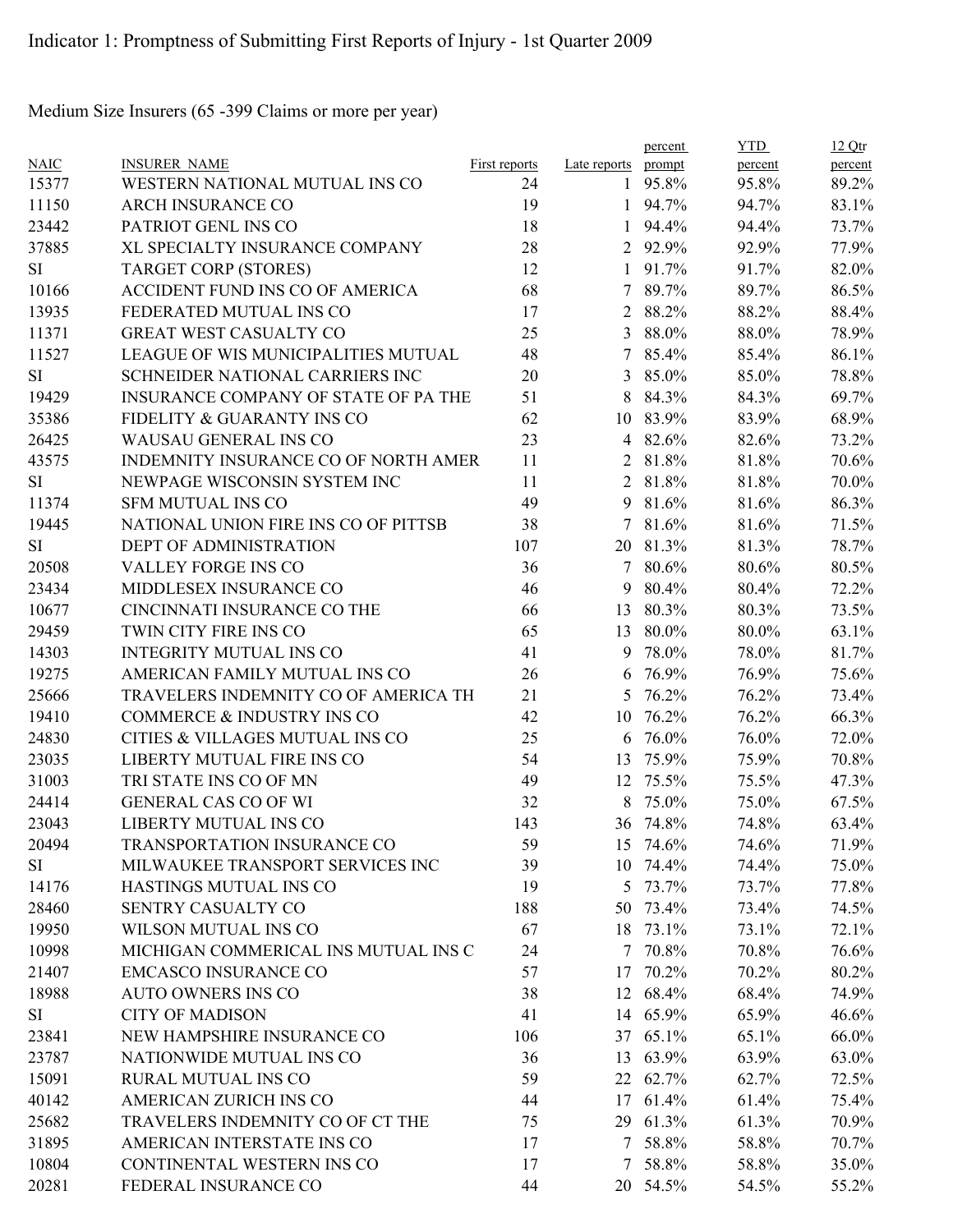Indicator 1: Promptness of Submitting First Reports of Injury - 1st Quarter 2009

Medium Size Insurers (65 -399 Claims or more per year)

| NAIC | INSURER NAME | First reports | Late reports | percent prompt | YTD percent | 12 Qtr percent |
|---|---|---|---|---|---|---|
| 15377 | WESTERN NATIONAL MUTUAL INS CO | 24 | 1 | 95.8% | 95.8% | 89.2% |
| 11150 | ARCH INSURANCE CO | 19 | 1 | 94.7% | 94.7% | 83.1% |
| 23442 | PATRIOT GENL INS CO | 18 | 1 | 94.4% | 94.4% | 73.7% |
| 37885 | XL SPECIALTY INSURANCE COMPANY | 28 | 2 | 92.9% | 92.9% | 77.9% |
| SI | TARGET CORP (STORES) | 12 | 1 | 91.7% | 91.7% | 82.0% |
| 10166 | ACCIDENT FUND INS CO OF AMERICA | 68 | 7 | 89.7% | 89.7% | 86.5% |
| 13935 | FEDERATED MUTUAL INS CO | 17 | 2 | 88.2% | 88.2% | 88.4% |
| 11371 | GREAT WEST CASUALTY CO | 25 | 3 | 88.0% | 88.0% | 78.9% |
| 11527 | LEAGUE OF WIS MUNICIPALITIES MUTUAL | 48 | 7 | 85.4% | 85.4% | 86.1% |
| SI | SCHNEIDER NATIONAL CARRIERS INC | 20 | 3 | 85.0% | 85.0% | 78.8% |
| 19429 | INSURANCE COMPANY OF STATE OF PA THE | 51 | 8 | 84.3% | 84.3% | 69.7% |
| 35386 | FIDELITY & GUARANTY INS CO | 62 | 10 | 83.9% | 83.9% | 68.9% |
| 26425 | WAUSAU GENERAL INS CO | 23 | 4 | 82.6% | 82.6% | 73.2% |
| 43575 | INDEMNITY INSURANCE CO OF NORTH AMER | 11 | 2 | 81.8% | 81.8% | 70.6% |
| SI | NEWPAGE WISCONSIN SYSTEM INC | 11 | 2 | 81.8% | 81.8% | 70.0% |
| 11374 | SFM MUTUAL INS CO | 49 | 9 | 81.6% | 81.6% | 86.3% |
| 19445 | NATIONAL UNION FIRE INS CO OF PITTSB | 38 | 7 | 81.6% | 81.6% | 71.5% |
| SI | DEPT OF ADMINISTRATION | 107 | 20 | 81.3% | 81.3% | 78.7% |
| 20508 | VALLEY FORGE INS CO | 36 | 7 | 80.6% | 80.6% | 80.5% |
| 23434 | MIDDLESEX INSURANCE CO | 46 | 9 | 80.4% | 80.4% | 72.2% |
| 10677 | CINCINNATI INSURANCE CO THE | 66 | 13 | 80.3% | 80.3% | 73.5% |
| 29459 | TWIN CITY FIRE INS CO | 65 | 13 | 80.0% | 80.0% | 63.1% |
| 14303 | INTEGRITY MUTUAL INS CO | 41 | 9 | 78.0% | 78.0% | 81.7% |
| 19275 | AMERICAN FAMILY MUTUAL INS CO | 26 | 6 | 76.9% | 76.9% | 75.6% |
| 25666 | TRAVELERS INDEMNITY CO OF AMERICA TH | 21 | 5 | 76.2% | 76.2% | 73.4% |
| 19410 | COMMERCE & INDUSTRY INS CO | 42 | 10 | 76.2% | 76.2% | 66.3% |
| 24830 | CITIES & VILLAGES MUTUAL INS CO | 25 | 6 | 76.0% | 76.0% | 72.0% |
| 23035 | LIBERTY MUTUAL FIRE INS CO | 54 | 13 | 75.9% | 75.9% | 70.8% |
| 31003 | TRI STATE INS CO OF MN | 49 | 12 | 75.5% | 75.5% | 47.3% |
| 24414 | GENERAL CAS CO OF WI | 32 | 8 | 75.0% | 75.0% | 67.5% |
| 23043 | LIBERTY MUTUAL INS CO | 143 | 36 | 74.8% | 74.8% | 63.4% |
| 20494 | TRANSPORTATION INSURANCE CO | 59 | 15 | 74.6% | 74.6% | 71.9% |
| SI | MILWAUKEE TRANSPORT SERVICES INC | 39 | 10 | 74.4% | 74.4% | 75.0% |
| 14176 | HASTINGS MUTUAL INS CO | 19 | 5 | 73.7% | 73.7% | 77.8% |
| 28460 | SENTRY CASUALTY CO | 188 | 50 | 73.4% | 73.4% | 74.5% |
| 19950 | WILSON MUTUAL INS CO | 67 | 18 | 73.1% | 73.1% | 72.1% |
| 10998 | MICHIGAN COMMERICAL INS MUTUAL INS C | 24 | 7 | 70.8% | 70.8% | 76.6% |
| 21407 | EMCASCO INSURANCE CO | 57 | 17 | 70.2% | 70.2% | 80.2% |
| 18988 | AUTO OWNERS INS CO | 38 | 12 | 68.4% | 68.4% | 74.9% |
| SI | CITY OF MADISON | 41 | 14 | 65.9% | 65.9% | 46.6% |
| 23841 | NEW HAMPSHIRE INSURANCE CO | 106 | 37 | 65.1% | 65.1% | 66.0% |
| 23787 | NATIONWIDE MUTUAL INS CO | 36 | 13 | 63.9% | 63.9% | 63.0% |
| 15091 | RURAL MUTUAL INS CO | 59 | 22 | 62.7% | 62.7% | 72.5% |
| 40142 | AMERICAN ZURICH INS CO | 44 | 17 | 61.4% | 61.4% | 75.4% |
| 25682 | TRAVELERS INDEMNITY CO OF CT THE | 75 | 29 | 61.3% | 61.3% | 70.9% |
| 31895 | AMERICAN INTERSTATE INS CO | 17 | 7 | 58.8% | 58.8% | 70.7% |
| 10804 | CONTINENTAL WESTERN INS CO | 17 | 7 | 58.8% | 58.8% | 35.0% |
| 20281 | FEDERAL INSURANCE CO | 44 | 20 | 54.5% | 54.5% | 55.2% |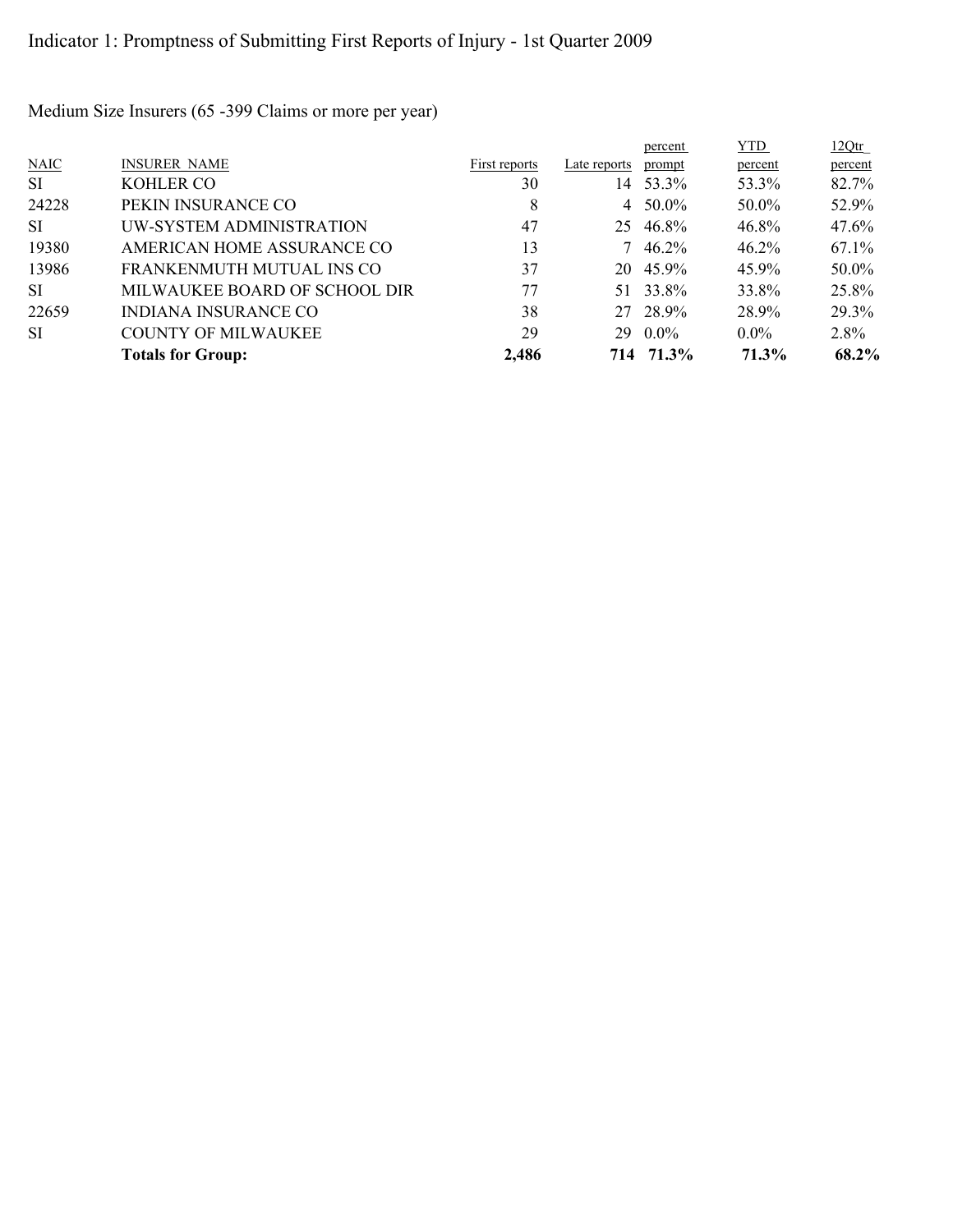Indicator 1: Promptness of Submitting First Reports of Injury - 1st Quarter 2009

Medium Size Insurers (65 -399 Claims or more per year)

| NAIC | INSURER NAME | First reports | Late reports | percent prompt | YTD percent | 12Qtr percent |
|---|---|---|---|---|---|---|
| SI | KOHLER CO | 30 | 14 | 53.3% | 53.3% | 82.7% |
| 24228 | PEKIN INSURANCE CO | 8 | 4 | 50.0% | 50.0% | 52.9% |
| SI | UW-SYSTEM ADMINISTRATION | 47 | 25 | 46.8% | 46.8% | 47.6% |
| 19380 | AMERICAN HOME ASSURANCE CO | 13 | 7 | 46.2% | 46.2% | 67.1% |
| 13986 | FRANKENMUTH MUTUAL INS CO | 37 | 20 | 45.9% | 45.9% | 50.0% |
| SI | MILWAUKEE BOARD OF SCHOOL DIR | 77 | 51 | 33.8% | 33.8% | 25.8% |
| 22659 | INDIANA INSURANCE CO | 38 | 27 | 28.9% | 28.9% | 29.3% |
| SI | COUNTY OF MILWAUKEE | 29 | 29 | 0.0% | 0.0% | 2.8% |
| | **Totals for Group:** | **2,486** | **714** | **71.3%** | **71.3%** | **68.2%** |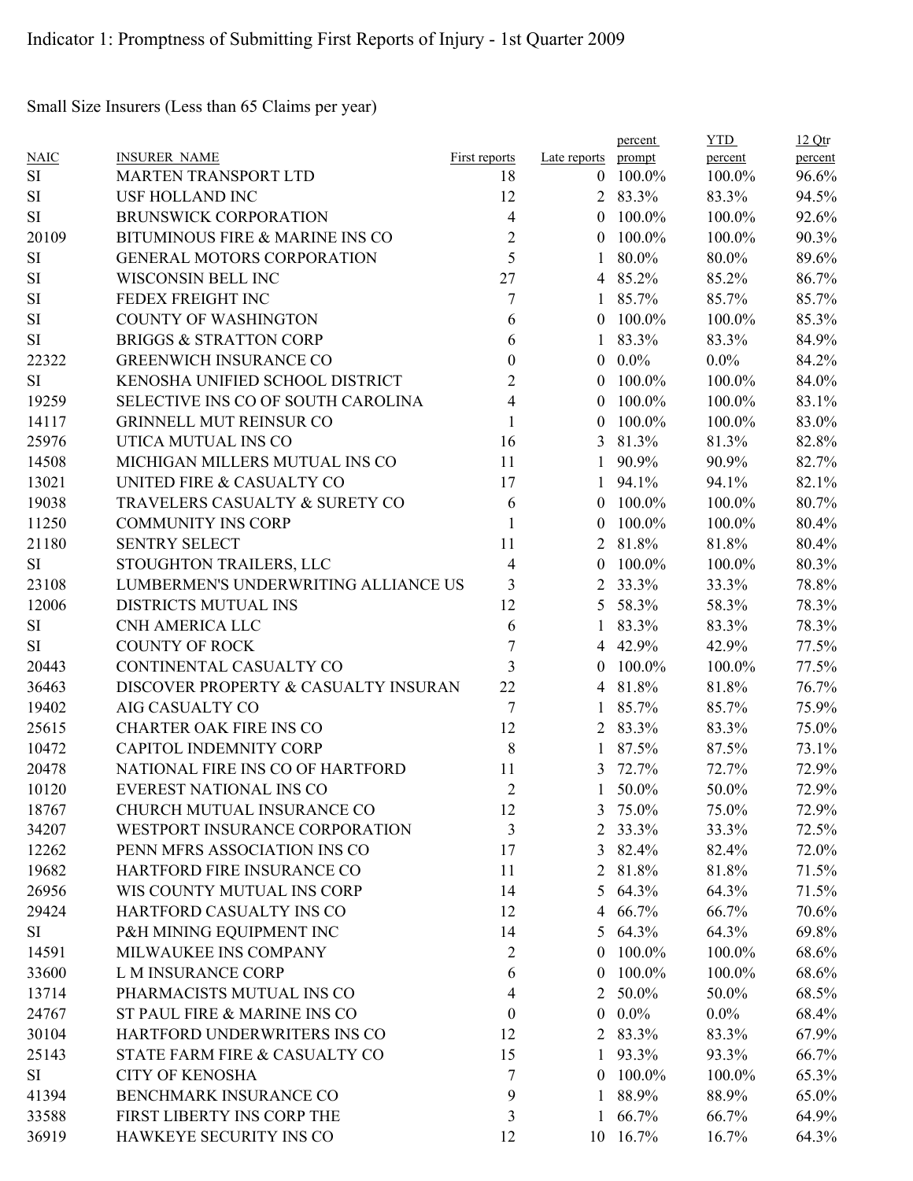Indicator 1: Promptness of Submitting First Reports of Injury - 1st Quarter 2009

Small Size Insurers (Less than 65 Claims per year)

| NAIC | INSURER NAME | First reports | Late reports | percent prompt | YTD percent | 12 Qtr percent |
|---|---|---|---|---|---|---|
| SI | MARTEN TRANSPORT LTD | 18 | 0 | 100.0% | 100.0% | 96.6% |
| SI | USF HOLLAND INC | 12 | 2 | 83.3% | 83.3% | 94.5% |
| SI | BRUNSWICK CORPORATION | 4 | 0 | 100.0% | 100.0% | 92.6% |
| 20109 | BITUMINOUS FIRE & MARINE INS CO | 2 | 0 | 100.0% | 100.0% | 90.3% |
| SI | GENERAL MOTORS CORPORATION | 5 | 1 | 80.0% | 80.0% | 89.6% |
| SI | WISCONSIN BELL INC | 27 | 4 | 85.2% | 85.2% | 86.7% |
| SI | FEDEX FREIGHT INC | 7 | 1 | 85.7% | 85.7% | 85.7% |
| SI | COUNTY OF WASHINGTON | 6 | 0 | 100.0% | 100.0% | 85.3% |
| SI | BRIGGS & STRATTON CORP | 6 | 1 | 83.3% | 83.3% | 84.9% |
| 22322 | GREENWICH INSURANCE CO | 0 | 0 | 0.0% | 0.0% | 84.2% |
| SI | KENOSHA UNIFIED SCHOOL DISTRICT | 2 | 0 | 100.0% | 100.0% | 84.0% |
| 19259 | SELECTIVE INS CO OF SOUTH CAROLINA | 4 | 0 | 100.0% | 100.0% | 83.1% |
| 14117 | GRINNELL MUT REINSUR CO | 1 | 0 | 100.0% | 100.0% | 83.0% |
| 25976 | UTICA MUTUAL INS CO | 16 | 3 | 81.3% | 81.3% | 82.8% |
| 14508 | MICHIGAN MILLERS MUTUAL INS CO | 11 | 1 | 90.9% | 90.9% | 82.7% |
| 13021 | UNITED FIRE & CASUALTY CO | 17 | 1 | 94.1% | 94.1% | 82.1% |
| 19038 | TRAVELERS CASUALTY & SURETY CO | 6 | 0 | 100.0% | 100.0% | 80.7% |
| 11250 | COMMUNITY INS CORP | 1 | 0 | 100.0% | 100.0% | 80.4% |
| 21180 | SENTRY SELECT | 11 | 2 | 81.8% | 81.8% | 80.4% |
| SI | STOUGHTON TRAILERS, LLC | 4 | 0 | 100.0% | 100.0% | 80.3% |
| 23108 | LUMBERMEN'S UNDERWRITING ALLIANCE US | 3 | 2 | 33.3% | 33.3% | 78.8% |
| 12006 | DISTRICTS MUTUAL INS | 12 | 5 | 58.3% | 58.3% | 78.3% |
| SI | CNH AMERICA LLC | 6 | 1 | 83.3% | 83.3% | 78.3% |
| SI | COUNTY OF ROCK | 7 | 4 | 42.9% | 42.9% | 77.5% |
| 20443 | CONTINENTAL CASUALTY CO | 3 | 0 | 100.0% | 100.0% | 77.5% |
| 36463 | DISCOVER PROPERTY & CASUALTY INSURAN | 22 | 4 | 81.8% | 81.8% | 76.7% |
| 19402 | AIG CASUALTY CO | 7 | 1 | 85.7% | 85.7% | 75.9% |
| 25615 | CHARTER OAK FIRE INS CO | 12 | 2 | 83.3% | 83.3% | 75.0% |
| 10472 | CAPITOL INDEMNITY CORP | 8 | 1 | 87.5% | 87.5% | 73.1% |
| 20478 | NATIONAL FIRE INS CO OF HARTFORD | 11 | 3 | 72.7% | 72.7% | 72.9% |
| 10120 | EVEREST NATIONAL INS CO | 2 | 1 | 50.0% | 50.0% | 72.9% |
| 18767 | CHURCH MUTUAL INSURANCE CO | 12 | 3 | 75.0% | 75.0% | 72.9% |
| 34207 | WESTPORT INSURANCE CORPORATION | 3 | 2 | 33.3% | 33.3% | 72.5% |
| 12262 | PENN MFRS ASSOCIATION INS CO | 17 | 3 | 82.4% | 82.4% | 72.0% |
| 19682 | HARTFORD FIRE INSURANCE CO | 11 | 2 | 81.8% | 81.8% | 71.5% |
| 26956 | WIS COUNTY MUTUAL INS CORP | 14 | 5 | 64.3% | 64.3% | 71.5% |
| 29424 | HARTFORD CASUALTY INS CO | 12 | 4 | 66.7% | 66.7% | 70.6% |
| SI | P&H MINING EQUIPMENT INC | 14 | 5 | 64.3% | 64.3% | 69.8% |
| 14591 | MILWAUKEE INS COMPANY | 2 | 0 | 100.0% | 100.0% | 68.6% |
| 33600 | L M INSURANCE CORP | 6 | 0 | 100.0% | 100.0% | 68.6% |
| 13714 | PHARMACISTS MUTUAL INS CO | 4 | 2 | 50.0% | 50.0% | 68.5% |
| 24767 | ST PAUL FIRE & MARINE INS CO | 0 | 0 | 0.0% | 0.0% | 68.4% |
| 30104 | HARTFORD UNDERWRITERS INS CO | 12 | 2 | 83.3% | 83.3% | 67.9% |
| 25143 | STATE FARM FIRE & CASUALTY CO | 15 | 1 | 93.3% | 93.3% | 66.7% |
| SI | CITY OF KENOSHA | 7 | 0 | 100.0% | 100.0% | 65.3% |
| 41394 | BENCHMARK INSURANCE CO | 9 | 1 | 88.9% | 88.9% | 65.0% |
| 33588 | FIRST LIBERTY INS CORP THE | 3 | 1 | 66.7% | 66.7% | 64.9% |
| 36919 | HAWKEYE SECURITY INS CO | 12 | 10 | 16.7% | 16.7% | 64.3% |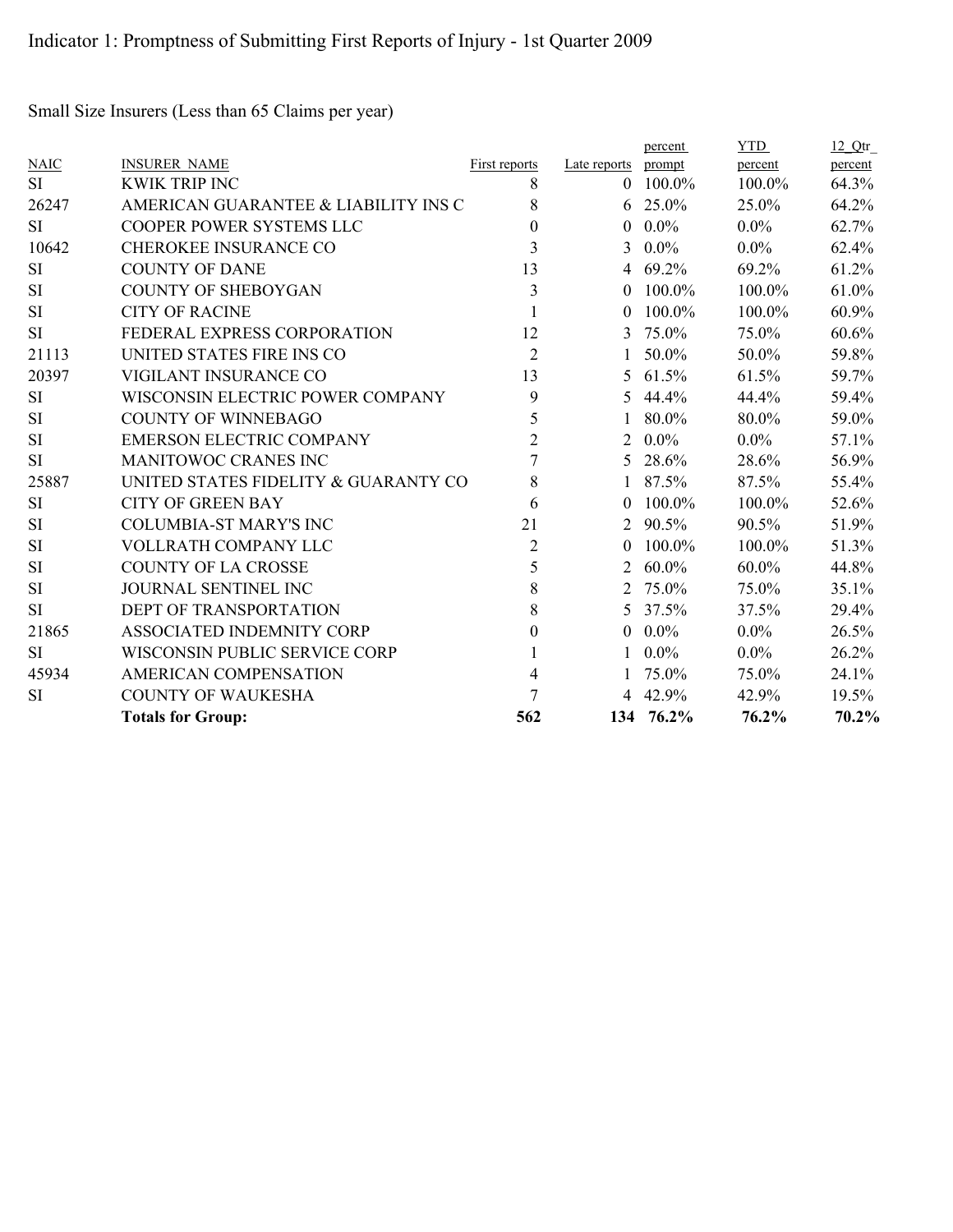Indicator 1: Promptness of Submitting First Reports of Injury - 1st Quarter 2009

Small Size Insurers (Less than 65 Claims per year)

| NAIC | INSURER_NAME | First reports | Late reports | percent prompt | YTD percent | 12_Qtr_ percent |
|---|---|---|---|---|---|---|
| SI | KWIK TRIP INC | 8 | 0 | 100.0% | 100.0% | 64.3% |
| 26247 | AMERICAN GUARANTEE & LIABILITY INS C | 8 | 6 | 25.0% | 25.0% | 64.2% |
| SI | COOPER POWER SYSTEMS LLC | 0 | 0 | 0.0% | 0.0% | 62.7% |
| 10642 | CHEROKEE INSURANCE CO | 3 | 3 | 0.0% | 0.0% | 62.4% |
| SI | COUNTY OF DANE | 13 | 4 | 69.2% | 69.2% | 61.2% |
| SI | COUNTY OF SHEBOYGAN | 3 | 0 | 100.0% | 100.0% | 61.0% |
| SI | CITY OF RACINE | 1 | 0 | 100.0% | 100.0% | 60.9% |
| SI | FEDERAL EXPRESS CORPORATION | 12 | 3 | 75.0% | 75.0% | 60.6% |
| 21113 | UNITED STATES FIRE INS CO | 2 | 1 | 50.0% | 50.0% | 59.8% |
| 20397 | VIGILANT INSURANCE CO | 13 | 5 | 61.5% | 61.5% | 59.7% |
| SI | WISCONSIN ELECTRIC POWER COMPANY | 9 | 5 | 44.4% | 44.4% | 59.4% |
| SI | COUNTY OF WINNEBAGO | 5 | 1 | 80.0% | 80.0% | 59.0% |
| SI | EMERSON ELECTRIC COMPANY | 2 | 2 | 0.0% | 0.0% | 57.1% |
| SI | MANITOWOC CRANES INC | 7 | 5 | 28.6% | 28.6% | 56.9% |
| 25887 | UNITED STATES FIDELITY & GUARANTY CO | 8 | 1 | 87.5% | 87.5% | 55.4% |
| SI | CITY OF GREEN BAY | 6 | 0 | 100.0% | 100.0% | 52.6% |
| SI | COLUMBIA-ST MARY'S INC | 21 | 2 | 90.5% | 90.5% | 51.9% |
| SI | VOLLRATH COMPANY LLC | 2 | 0 | 100.0% | 100.0% | 51.3% |
| SI | COUNTY OF LA CROSSE | 5 | 2 | 60.0% | 60.0% | 44.8% |
| SI | JOURNAL SENTINEL INC | 8 | 2 | 75.0% | 75.0% | 35.1% |
| SI | DEPT OF TRANSPORTATION | 8 | 5 | 37.5% | 37.5% | 29.4% |
| 21865 | ASSOCIATED INDEMNITY CORP | 0 | 0 | 0.0% | 0.0% | 26.5% |
| SI | WISCONSIN PUBLIC SERVICE CORP | 1 | 1 | 0.0% | 0.0% | 26.2% |
| 45934 | AMERICAN COMPENSATION | 4 | 1 | 75.0% | 75.0% | 24.1% |
| SI | COUNTY OF WAUKESHA | 7 | 4 | 42.9% | 42.9% | 19.5% |
| | **Totals for Group:** | **562** | **134** | **76.2%** | **76.2%** | **70.2%** |